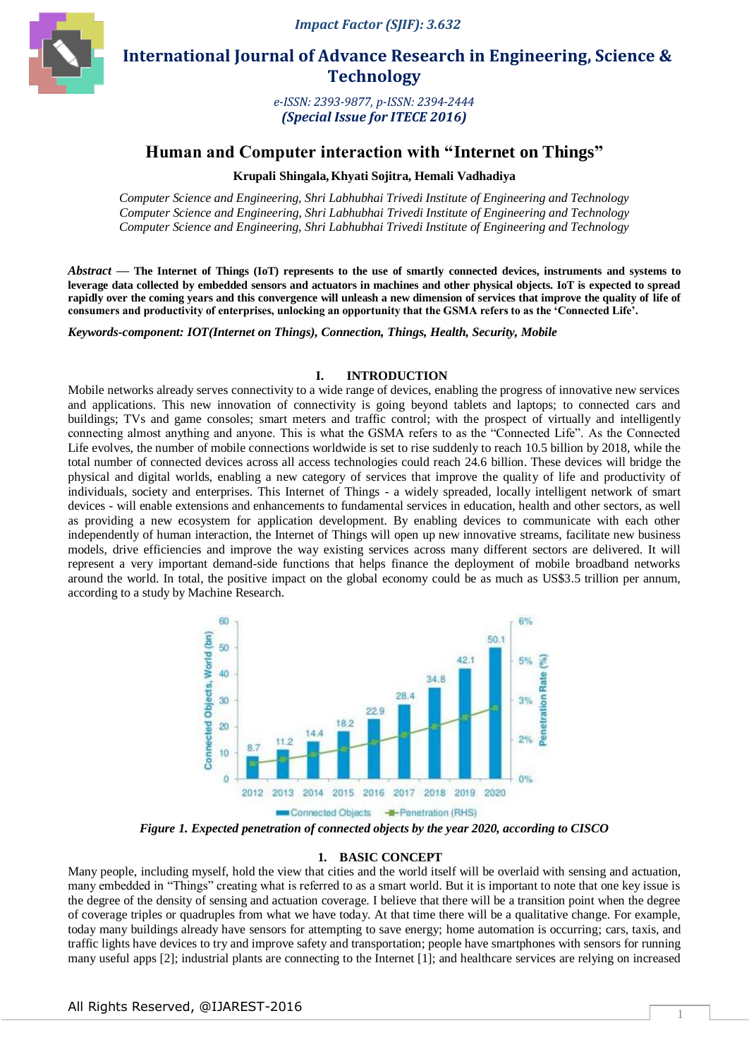# International Journal of Advance Research in Engineering, Science & Technology

*e-ISSN: 2393-9877, p-ISSN: 2394-2444*
***(Special Issue for ITECE 2016)***

## Human and Computer interaction with "Internet on Things"

**Krupali Shingala, Khyati Sojitra, Hemali Vadhadiya**

*Computer Science and Engineering, Shri Labhubhai Trivedi Institute of Engineering and Technology*
*Computer Science and Engineering, Shri Labhubhai Trivedi Institute of Engineering and Technology*
*Computer Science and Engineering, Shri Labhubhai Trivedi Institute of Engineering and Technology*

***Abstract*** **— The Internet of Things (IoT) represents to the use of smartly connected devices, instruments and systems to leverage data collected by embedded sensors and actuators in machines and other physical objects. IoT is expected to spread rapidly over the coming years and this convergence will unleash a new dimension of services that improve the quality of life of consumers and productivity of enterprises, unlocking an opportunity that the GSMA refers to as the 'Connected Life'.**

***Keywords-component: IOT(Internet on Things), Connection, Things, Health, Security, Mobile***

### I. INTRODUCTION

Mobile networks already serves connectivity to a wide range of devices, enabling the progress of innovative new services and applications. This new innovation of connectivity is going beyond tablets and laptops; to connected cars and buildings; TVs and game consoles; smart meters and traffic control; with the prospect of virtually and intelligently connecting almost anything and anyone. This is what the GSMA refers to as the "Connected Life". As the Connected Life evolves, the number of mobile connections worldwide is set to rise suddenly to reach 10.5 billion by 2018, while the total number of connected devices across all access technologies could reach 24.6 billion. These devices will bridge the physical and digital worlds, enabling a new category of services that improve the quality of life and productivity of individuals, society and enterprises. This Internet of Things - a widely spreaded, locally intelligent network of smart devices - will enable extensions and enhancements to fundamental services in education, health and other sectors, as well as providing a new ecosystem for application development. By enabling devices to communicate with each other independently of human interaction, the Internet of Things will open up new innovative streams, facilitate new business models, drive efficiencies and improve the way existing services across many different sectors are delivered. It will represent a very important demand-side functions that helps finance the deployment of mobile broadband networks around the world. In total, the positive impact on the global economy could be as much as US$3.5 trillion per annum, according to a study by Machine Research.

*Figure 1. Expected penetration of connected objects by the year 2020, according to CISCO*

### 1. BASIC CONCEPT

Many people, including myself, hold the view that cities and the world itself will be overlaid with sensing and actuation, many embedded in "Things" creating what is referred to as a smart world. But it is important to note that one key issue is the degree of the density of sensing and actuation coverage. I believe that there will be a transition point when the degree of coverage triples or quadruples from what we have today. At that time there will be a qualitative change. For example, today many buildings already have sensors for attempting to save energy; home automation is occurring; cars, taxis, and traffic lights have devices to try and improve safety and transportation; people have smartphones with sensors for running many useful apps [2]; industrial plants are connecting to the Internet [1]; and healthcare services are relying on increased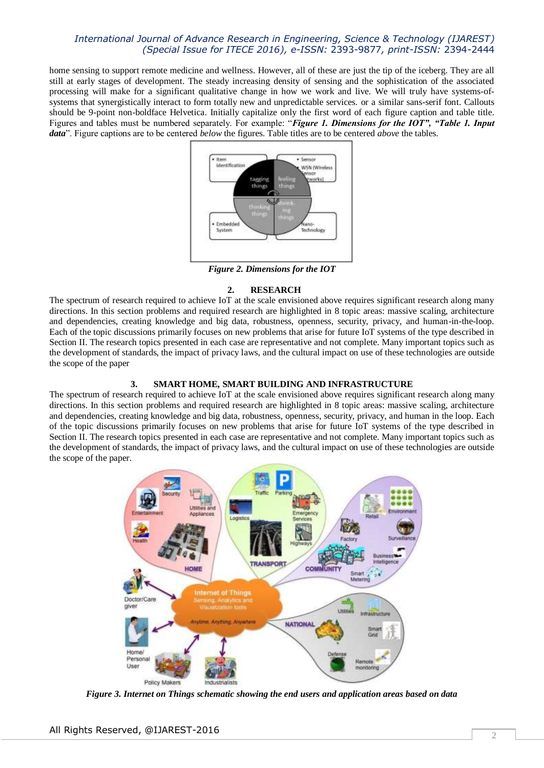home sensing to support remote medicine and wellness. However, all of these are just the tip of the iceberg. They are all still at early stages of development. The steady increasing density of sensing and the sophistication of the associated processing will make for a significant qualitative change in how we work and live. We will truly have systems-of-systems that synergistically interact to form totally new and unpredictable services. or a similar sans-serif font. Callouts should be 9-point non-boldface Helvetica. Initially capitalize only the first word of each figure caption and table title. Figures and tables must be numbered separately. For example: "***Figure 1. Dimensions for the IOT", "Table 1. Input data***". Figure captions are to be centered *below* the figures. Table titles are to be centered *above* the tables.

***Figure 2. Dimensions for the IOT***

## 2. RESEARCH

The spectrum of research required to achieve IoT at the scale envisioned above requires significant research along many directions. In this section problems and required research are highlighted in 8 topic areas: massive scaling, architecture and dependencies, creating knowledge and big data, robustness, openness, security, privacy, and human-in-the-loop. Each of the topic discussions primarily focuses on new problems that arise for future IoT systems of the type described in Section II. The research topics presented in each case are representative and not complete. Many important topics such as the development of standards, the impact of privacy laws, and the cultural impact on use of these technologies are outside the scope of the paper

## 3. SMART HOME, SMART BUILDING AND INFRASTRUCTURE

The spectrum of research required to achieve IoT at the scale envisioned above requires significant research along many directions. In this section problems and required research are highlighted in 8 topic areas: massive scaling, architecture and dependencies, creating knowledge and big data, robustness, openness, security, privacy, and human in the loop. Each of the topic discussions primarily focuses on new problems that arise for future IoT systems of the type described in Section II. The research topics presented in each case are representative and not complete. Many important topics such as the development of standards, the impact of privacy laws, and the cultural impact on use of these technologies are outside the scope of the paper.

***Figure 3. Internet on Things schematic showing the end users and application areas based on data***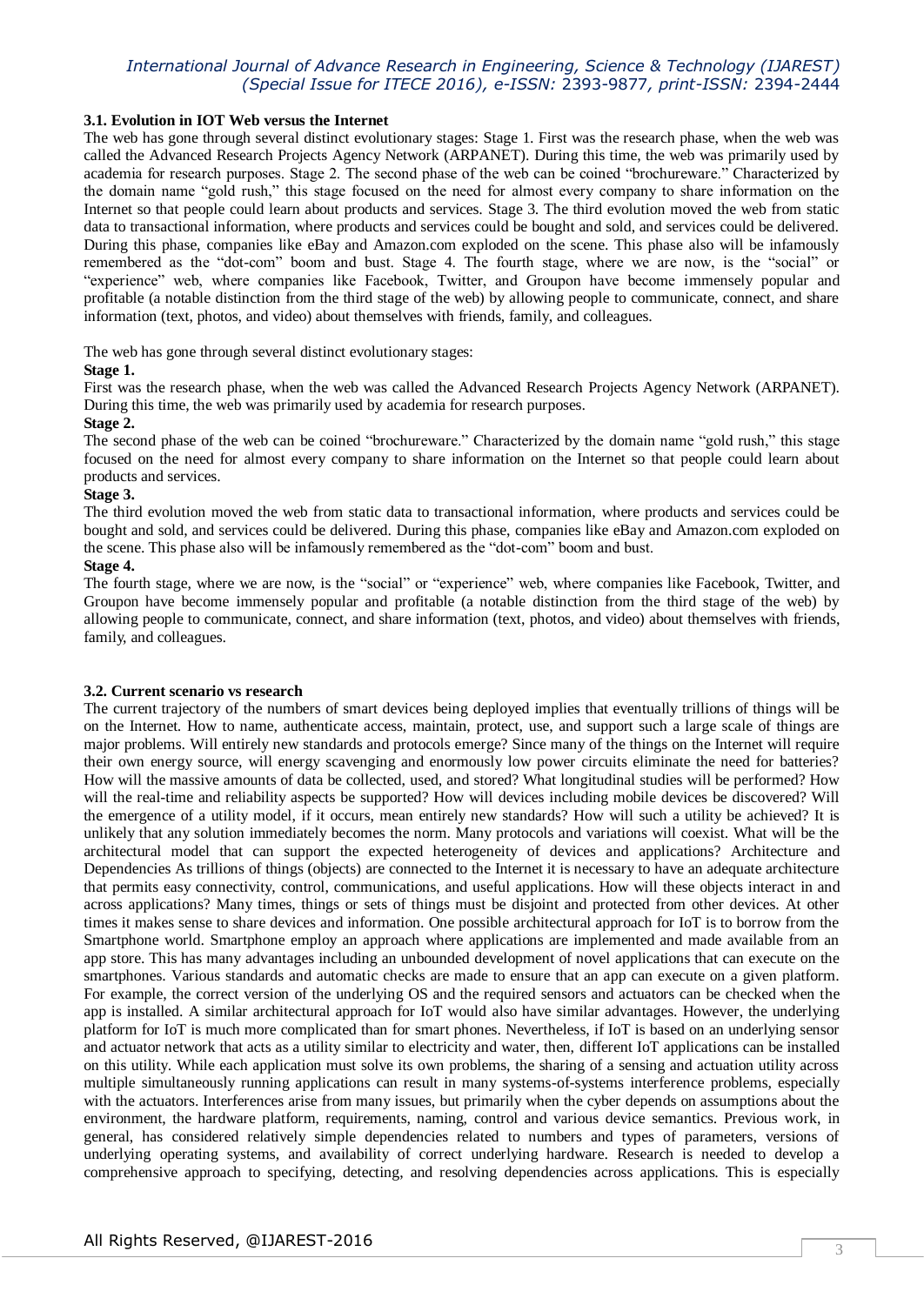### 3.1. Evolution in IOT Web versus the Internet

The web has gone through several distinct evolutionary stages: Stage 1. First was the research phase, when the web was called the Advanced Research Projects Agency Network (ARPANET). During this time, the web was primarily used by academia for research purposes. Stage 2. The second phase of the web can be coined "brochureware." Characterized by the domain name "gold rush," this stage focused on the need for almost every company to share information on the Internet so that people could learn about products and services. Stage 3. The third evolution moved the web from static data to transactional information, where products and services could be bought and sold, and services could be delivered. During this phase, companies like eBay and Amazon.com exploded on the scene. This phase also will be infamously remembered as the "dot-com" boom and bust. Stage 4. The fourth stage, where we are now, is the "social" or "experience" web, where companies like Facebook, Twitter, and Groupon have become immensely popular and profitable (a notable distinction from the third stage of the web) by allowing people to communicate, connect, and share information (text, photos, and video) about themselves with friends, family, and colleagues.

The web has gone through several distinct evolutionary stages:

**Stage 1.**

First was the research phase, when the web was called the Advanced Research Projects Agency Network (ARPANET). During this time, the web was primarily used by academia for research purposes.

**Stage 2.**

The second phase of the web can be coined "brochureware." Characterized by the domain name "gold rush," this stage focused on the need for almost every company to share information on the Internet so that people could learn about products and services.

**Stage 3.**

The third evolution moved the web from static data to transactional information, where products and services could be bought and sold, and services could be delivered. During this phase, companies like eBay and Amazon.com exploded on the scene. This phase also will be infamously remembered as the "dot-com" boom and bust.

**Stage 4.**

The fourth stage, where we are now, is the "social" or "experience" web, where companies like Facebook, Twitter, and Groupon have become immensely popular and profitable (a notable distinction from the third stage of the web) by allowing people to communicate, connect, and share information (text, photos, and video) about themselves with friends, family, and colleagues.

### 3.2. Current scenario vs research

The current trajectory of the numbers of smart devices being deployed implies that eventually trillions of things will be on the Internet. How to name, authenticate access, maintain, protect, use, and support such a large scale of things are major problems. Will entirely new standards and protocols emerge? Since many of the things on the Internet will require their own energy source, will energy scavenging and enormously low power circuits eliminate the need for batteries? How will the massive amounts of data be collected, used, and stored? What longitudinal studies will be performed? How will the real-time and reliability aspects be supported? How will devices including mobile devices be discovered? Will the emergence of a utility model, if it occurs, mean entirely new standards? How will such a utility be achieved? It is unlikely that any solution immediately becomes the norm. Many protocols and variations will coexist. What will be the architectural model that can support the expected heterogeneity of devices and applications? Architecture and Dependencies As trillions of things (objects) are connected to the Internet it is necessary to have an adequate architecture that permits easy connectivity, control, communications, and useful applications. How will these objects interact in and across applications? Many times, things or sets of things must be disjoint and protected from other devices. At other times it makes sense to share devices and information. One possible architectural approach for IoT is to borrow from the Smartphone world. Smartphone employ an approach where applications are implemented and made available from an app store. This has many advantages including an unbounded development of novel applications that can execute on the smartphones. Various standards and automatic checks are made to ensure that an app can execute on a given platform. For example, the correct version of the underlying OS and the required sensors and actuators can be checked when the app is installed. A similar architectural approach for IoT would also have similar advantages. However, the underlying platform for IoT is much more complicated than for smart phones. Nevertheless, if IoT is based on an underlying sensor and actuator network that acts as a utility similar to electricity and water, then, different IoT applications can be installed on this utility. While each application must solve its own problems, the sharing of a sensing and actuation utility across multiple simultaneously running applications can result in many systems-of-systems interference problems, especially with the actuators. Interferences arise from many issues, but primarily when the cyber depends on assumptions about the environment, the hardware platform, requirements, naming, control and various device semantics. Previous work, in general, has considered relatively simple dependencies related to numbers and types of parameters, versions of underlying operating systems, and availability of correct underlying hardware. Research is needed to develop a comprehensive approach to specifying, detecting, and resolving dependencies across applications. This is especially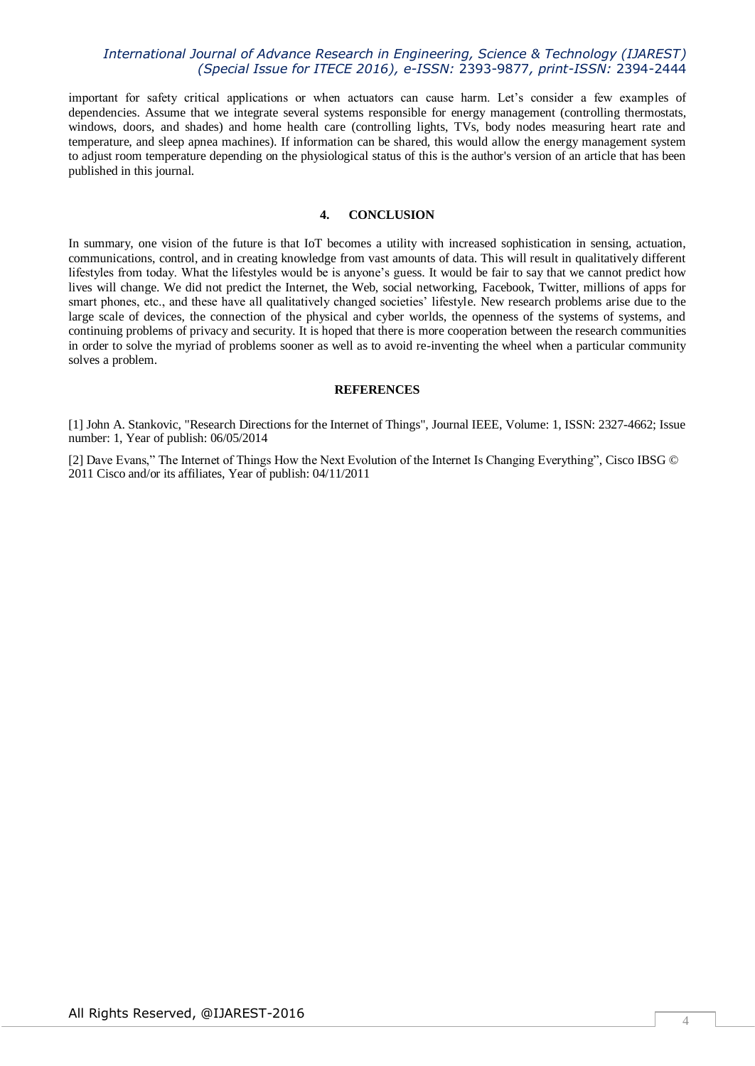important for safety critical applications or when actuators can cause harm. Let's consider a few examples of dependencies. Assume that we integrate several systems responsible for energy management (controlling thermostats, windows, doors, and shades) and home health care (controlling lights, TVs, body nodes measuring heart rate and temperature, and sleep apnea machines). If information can be shared, this would allow the energy management system to adjust room temperature depending on the physiological status of this is the author's version of an article that has been published in this journal.

## 4. CONCLUSION

In summary, one vision of the future is that IoT becomes a utility with increased sophistication in sensing, actuation, communications, control, and in creating knowledge from vast amounts of data. This will result in qualitatively different lifestyles from today. What the lifestyles would be is anyone's guess. It would be fair to say that we cannot predict how lives will change. We did not predict the Internet, the Web, social networking, Facebook, Twitter, millions of apps for smart phones, etc., and these have all qualitatively changed societies' lifestyle. New research problems arise due to the large scale of devices, the connection of the physical and cyber worlds, the openness of the systems of systems, and continuing problems of privacy and security. It is hoped that there is more cooperation between the research communities in order to solve the myriad of problems sooner as well as to avoid re-inventing the wheel when a particular community solves a problem.

## REFERENCES

[1] John A. Stankovic, "Research Directions for the Internet of Things", Journal IEEE, Volume: 1, ISSN: 2327-4662; Issue number: 1, Year of publish: 06/05/2014

[2] Dave Evans," The Internet of Things How the Next Evolution of the Internet Is Changing Everything", Cisco IBSG © 2011 Cisco and/or its affiliates, Year of publish: 04/11/2011